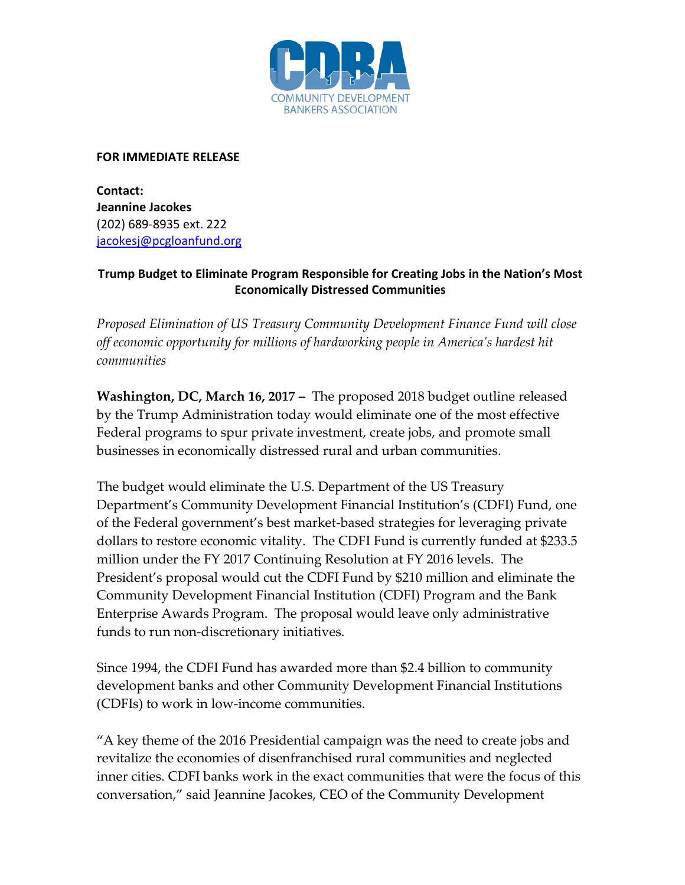COMMUNITY DEVELOPMENT BANKERS ASSOCIATION

**FOR IMMEDIATE RELEASE**

**Contact:**
**Jeannine Jacokes**
(202) 689-8935 ext. 222
jacokesj@pcgloanfund.org

**Trump Budget to Eliminate Program Responsible for Creating Jobs in the Nation's Most Economically Distressed Communities**

*Proposed Elimination of US Treasury Community Development Finance Fund will close off economic opportunity for millions of hardworking people in America's hardest hit communities*

**Washington, DC, March 16, 2017 –** The proposed 2018 budget outline released by the Trump Administration today would eliminate one of the most effective Federal programs to spur private investment, create jobs, and promote small businesses in economically distressed rural and urban communities.

The budget would eliminate the U.S. Department of the US Treasury Department's Community Development Financial Institution's (CDFI) Fund, one of the Federal government's best market-based strategies for leveraging private dollars to restore economic vitality. The CDFI Fund is currently funded at $233.5 million under the FY 2017 Continuing Resolution at FY 2016 levels. The President's proposal would cut the CDFI Fund by $210 million and eliminate the Community Development Financial Institution (CDFI) Program and the Bank Enterprise Awards Program. The proposal would leave only administrative funds to run non-discretionary initiatives.

Since 1994, the CDFI Fund has awarded more than $2.4 billion to community development banks and other Community Development Financial Institutions (CDFIs) to work in low-income communities.

"A key theme of the 2016 Presidential campaign was the need to create jobs and revitalize the economies of disenfranchised rural communities and neglected inner cities. CDFI banks work in the exact communities that were the focus of this conversation," said Jeannine Jacokes, CEO of the Community Development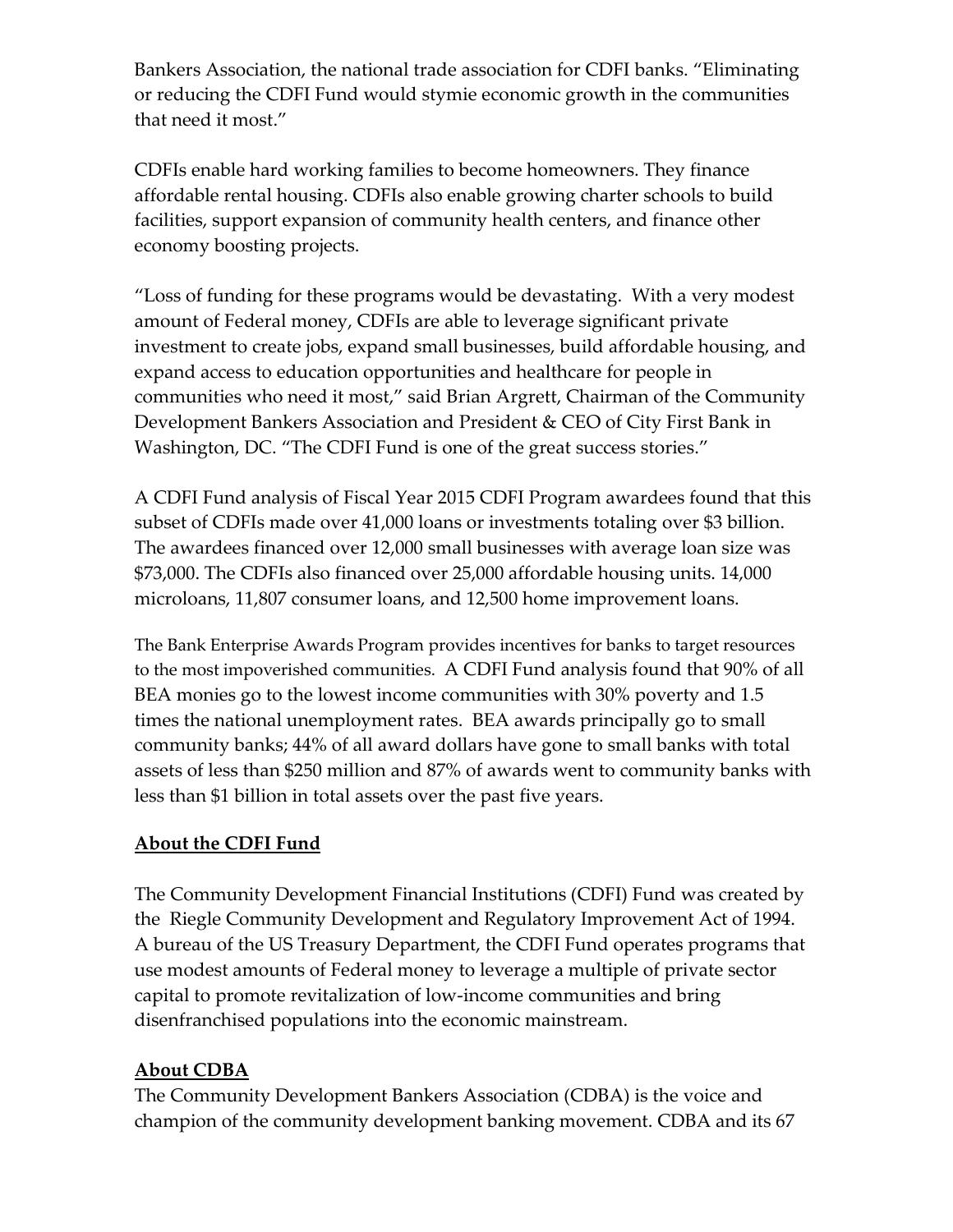Bankers Association, the national trade association for CDFI banks. "Eliminating or reducing the CDFI Fund would stymie economic growth in the communities that need it most."

CDFIs enable hard working families to become homeowners. They finance affordable rental housing. CDFIs also enable growing charter schools to build facilities, support expansion of community health centers, and finance other economy boosting projects.

"Loss of funding for these programs would be devastating. With a very modest amount of Federal money, CDFIs are able to leverage significant private investment to create jobs, expand small businesses, build affordable housing, and expand access to education opportunities and healthcare for people in communities who need it most," said Brian Argrett, Chairman of the Community Development Bankers Association and President & CEO of City First Bank in Washington, DC. "The CDFI Fund is one of the great success stories."

A CDFI Fund analysis of Fiscal Year 2015 CDFI Program awardees found that this subset of CDFIs made over 41,000 loans or investments totaling over $3 billion. The awardees financed over 12,000 small businesses with average loan size was $73,000. The CDFIs also financed over 25,000 affordable housing units. 14,000 microloans, 11,807 consumer loans, and 12,500 home improvement loans.

The Bank Enterprise Awards Program provides incentives for banks to target resources to the most impoverished communities. A CDFI Fund analysis found that 90% of all BEA monies go to the lowest income communities with 30% poverty and 1.5 times the national unemployment rates. BEA awards principally go to small community banks; 44% of all award dollars have gone to small banks with total assets of less than $250 million and 87% of awards went to community banks with less than $1 billion in total assets over the past five years.

**About the CDFI Fund**

The Community Development Financial Institutions (CDFI) Fund was created by the Riegle Community Development and Regulatory Improvement Act of 1994. A bureau of the US Treasury Department, the CDFI Fund operates programs that use modest amounts of Federal money to leverage a multiple of private sector capital to promote revitalization of low-income communities and bring disenfranchised populations into the economic mainstream.

**About CDBA**

The Community Development Bankers Association (CDBA) is the voice and champion of the community development banking movement. CDBA and its 67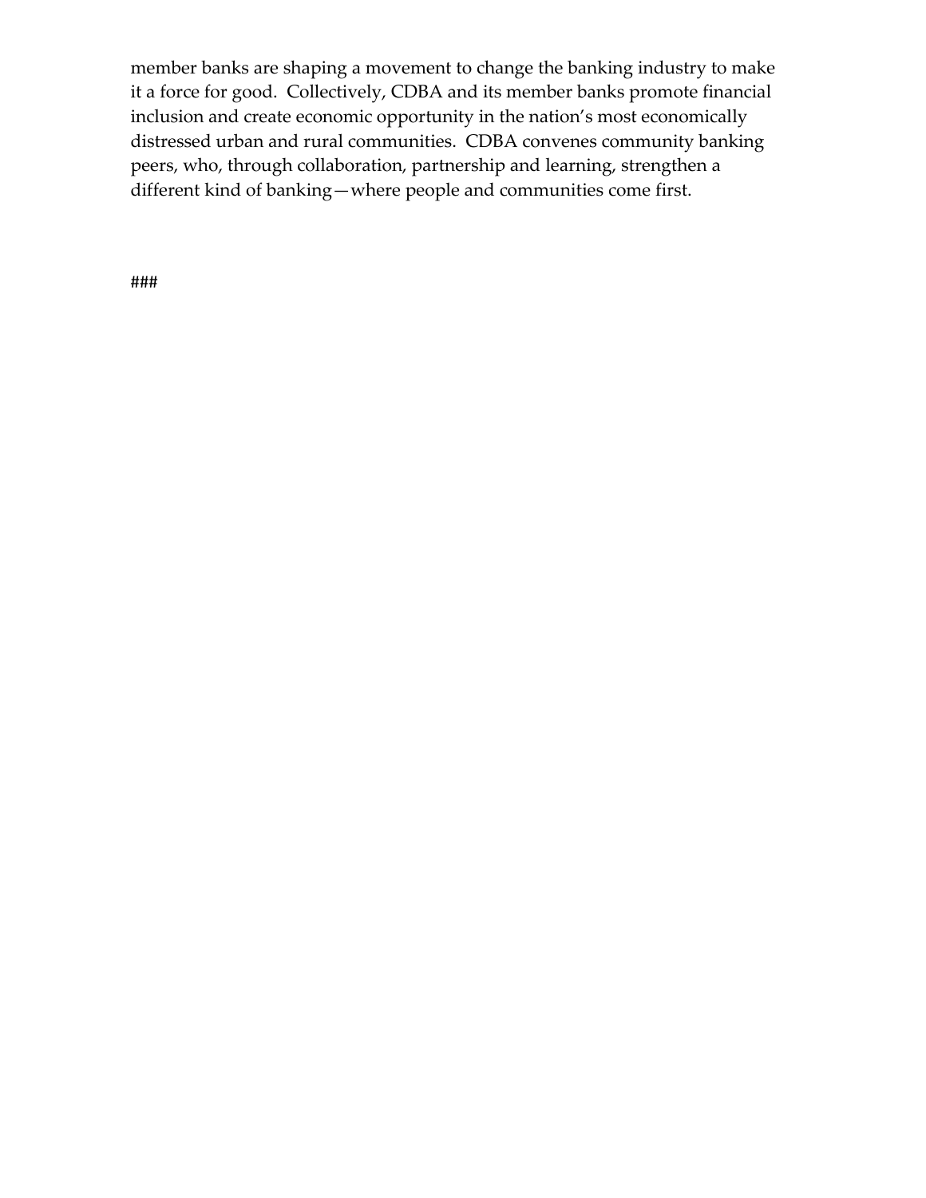member banks are shaping a movement to change the banking industry to make it a force for good. Collectively, CDBA and its member banks promote financial inclusion and create economic opportunity in the nation's most economically distressed urban and rural communities. CDBA convenes community banking peers, who, through collaboration, partnership and learning, strengthen a different kind of banking—where people and communities come first.

###